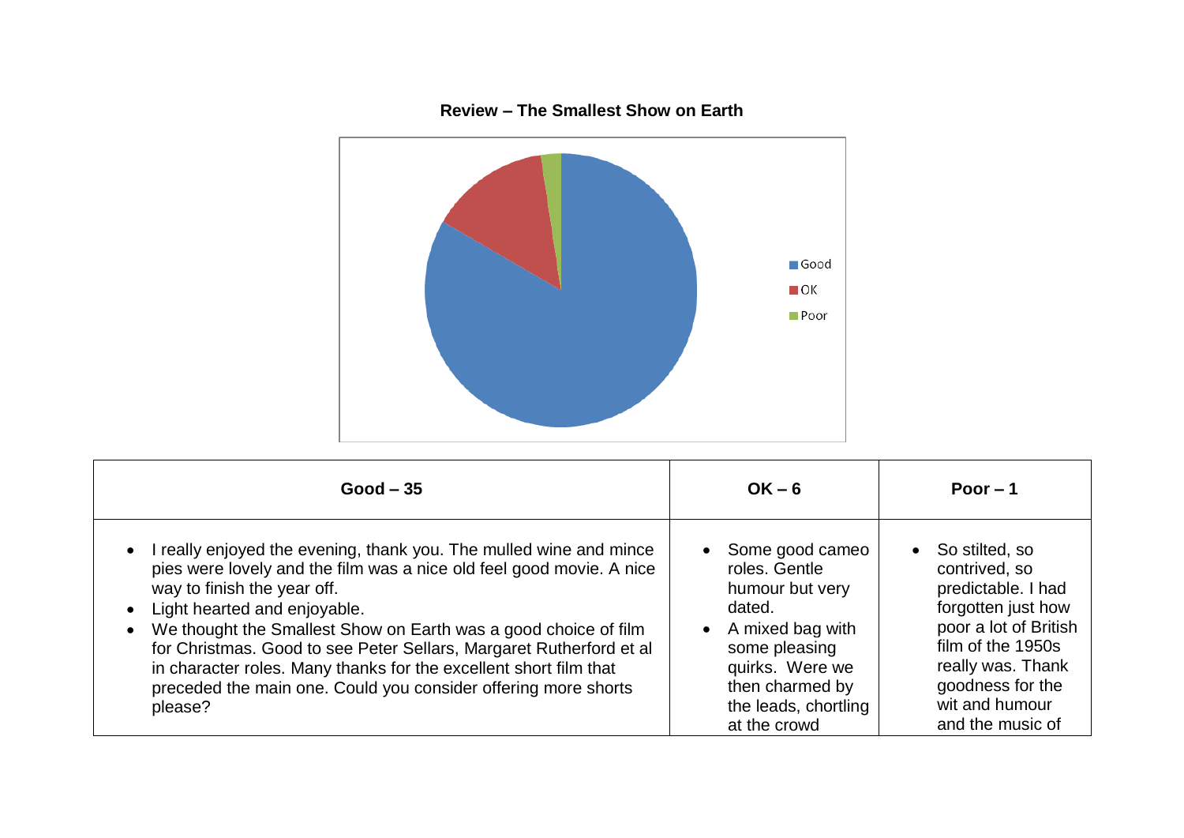**Review – The Smallest Show on Earth**

Good
OK
Poor

| Good – 35 | OK – 6 | Poor – 1 |
|---|---|---|
| • I really enjoyed the evening, thank you. The mulled wine and mince pies were lovely and the film was a nice old feel good movie. A nice way to finish the year off.<br>• Light hearted and enjoyable.<br>• We thought the Smallest Show on Earth was a good choice of film for Christmas. Good to see Peter Sellars, Margaret Rutherford et al in character roles. Many thanks for the excellent short film that preceded the main one. Could you consider offering more shorts please? | • Some good cameo roles. Gentle humour but very dated.<br>• A mixed bag with some pleasing quirks. Were we then charmed by the leads, chortling at the crowd | • So stilted, so contrived, so predictable. I had forgotten just how poor a lot of British film of the 1950s really was. Thank goodness for the wit and humour and the music of |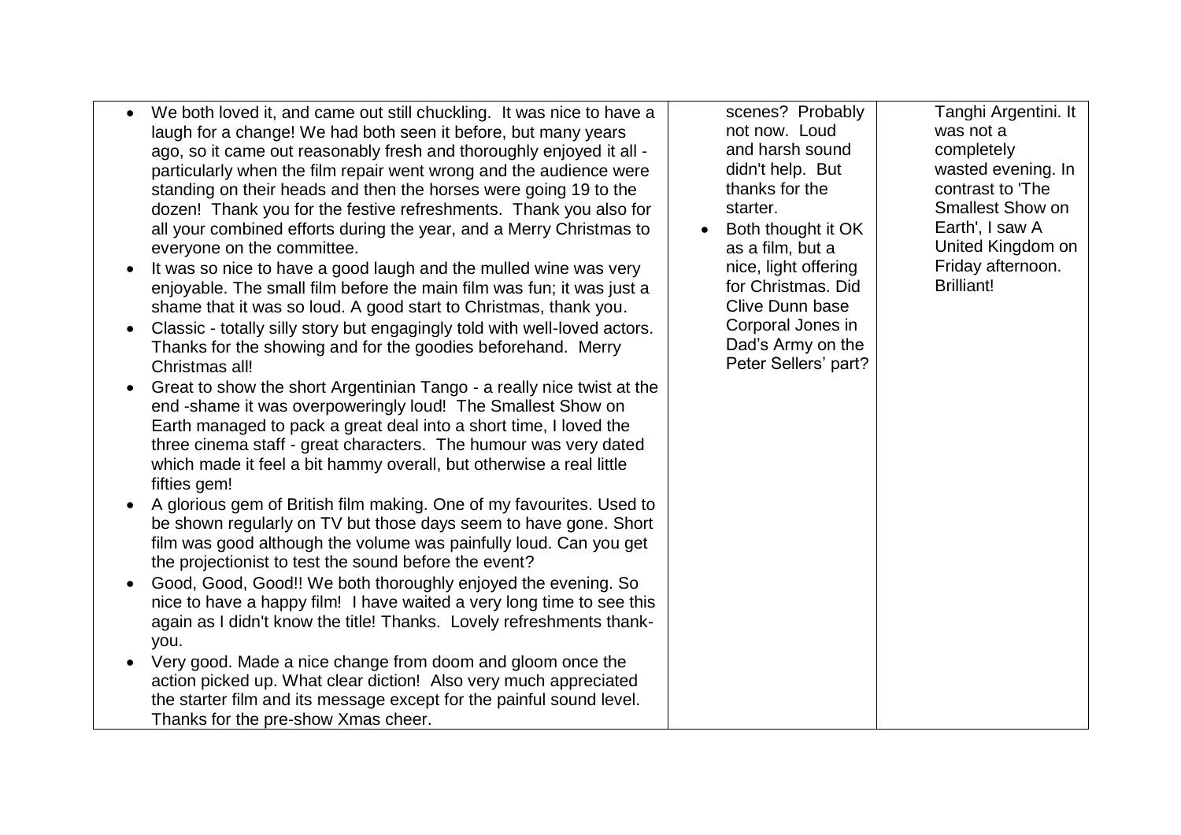| | | |
|---|---|---|
| • We both loved it, and came out still chuckling. It was nice to have a laugh for a change! We had both seen it before, but many years ago, so it came out reasonably fresh and thoroughly enjoyed it all - particularly when the film repair went wrong and the audience were standing on their heads and then the horses were going 19 to the dozen! Thank you for the festive refreshments. Thank you also for all your combined efforts during the year, and a Merry Christmas to everyone on the committee.<br>• It was so nice to have a good laugh and the mulled wine was very enjoyable. The small film before the main film was fun; it was just a shame that it was so loud. A good start to Christmas, thank you.<br>• Classic - totally silly story but engagingly told with well-loved actors. Thanks for the showing and for the goodies beforehand. Merry Christmas all!<br>• Great to show the short Argentinian Tango - a really nice twist at the end -shame it was overpoweringly loud! The Smallest Show on Earth managed to pack a great deal into a short time, I loved the three cinema staff - great characters. The humour was very dated which made it feel a bit hammy overall, but otherwise a real little fifties gem!<br>• A glorious gem of British film making. One of my favourites. Used to be shown regularly on TV but those days seem to have gone. Short film was good although the volume was painfully loud. Can you get the projectionist to test the sound before the event?<br>• Good, Good, Good!! We both thoroughly enjoyed the evening. So nice to have a happy film! I have waited a very long time to see this again as I didn't know the title! Thanks. Lovely refreshments thank-you.<br>• Very good. Made a nice change from doom and gloom once the action picked up. What clear diction! Also very much appreciated the starter film and its message except for the painful sound level. Thanks for the pre-show Xmas cheer. | scenes? Probably not now. Loud and harsh sound didn't help. But thanks for the starter.<br>• Both thought it OK as a film, but a nice, light offering for Christmas. Did Clive Dunn base Corporal Jones in Dad's Army on the Peter Sellers' part? | Tanghi Argentini. It was not a completely wasted evening. In contrast to 'The Smallest Show on Earth', I saw A United Kingdom on Friday afternoon. Brilliant! |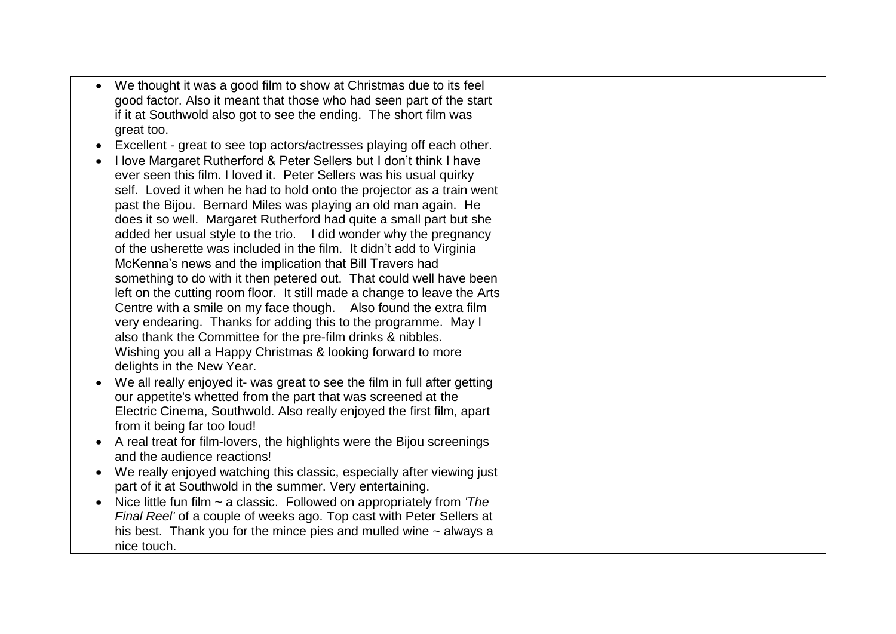| | | |
|---|---|---|
| • We thought it was a good film to show at Christmas due to its feel good factor. Also it meant that those who had seen part of the start if it at Southwold also got to see the ending. The short film was great too.<br>• Excellent - great to see top actors/actresses playing off each other.<br>• I love Margaret Rutherford & Peter Sellers but I don't think I have ever seen this film. I loved it. Peter Sellers was his usual quirky self. Loved it when he had to hold onto the projector as a train went past the Bijou. Bernard Miles was playing an old man again. He does it so well. Margaret Rutherford had quite a small part but she added her usual style to the trio. I did wonder why the pregnancy of the usherette was included in the film. It didn't add to Virginia McKenna's news and the implication that Bill Travers had something to do with it then petered out. That could well have been left on the cutting room floor. It still made a change to leave the Arts Centre with a smile on my face though. Also found the extra film very endearing. Thanks for adding this to the programme. May I also thank the Committee for the pre-film drinks & nibbles. Wishing you all a Happy Christmas & looking forward to more delights in the New Year.<br>• We all really enjoyed it- was great to see the film in full after getting our appetite's whetted from the part that was screened at the Electric Cinema, Southwold. Also really enjoyed the first film, apart from it being far too loud!<br>• A real treat for film-lovers, the highlights were the Bijou screenings and the audience reactions!<br>• We really enjoyed watching this classic, especially after viewing just part of it at Southwold in the summer. Very entertaining.<br>• Nice little fun film ~ a classic. Followed on appropriately from *'The Final Reel'* of a couple of weeks ago. Top cast with Peter Sellers at his best. Thank you for the mince pies and mulled wine ~ always a nice touch. | | |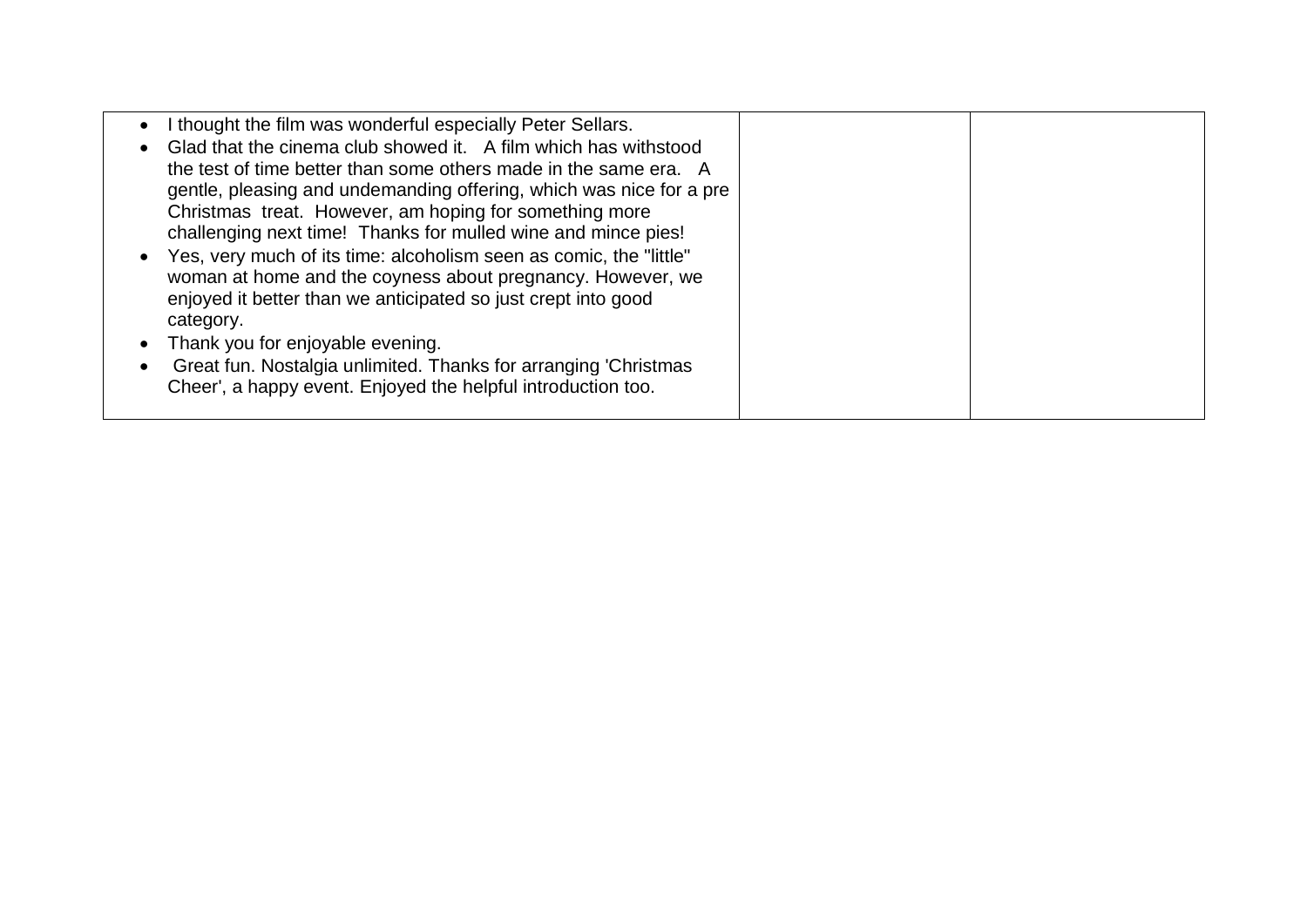| | | |
|---|---|---|
| • I thought the film was wonderful especially Peter Sellars.<br>• Glad that the cinema club showed it. A film which has withstood the test of time better than some others made in the same era. A gentle, pleasing and undemanding offering, which was nice for a pre Christmas treat. However, am hoping for something more challenging next time! Thanks for mulled wine and mince pies!<br>• Yes, very much of its time: alcoholism seen as comic, the "little" woman at home and the coyness about pregnancy. However, we enjoyed it better than we anticipated so just crept into good category.<br>• Thank you for enjoyable evening.<br>• Great fun. Nostalgia unlimited. Thanks for arranging 'Christmas Cheer', a happy event. Enjoyed the helpful introduction too. | | |